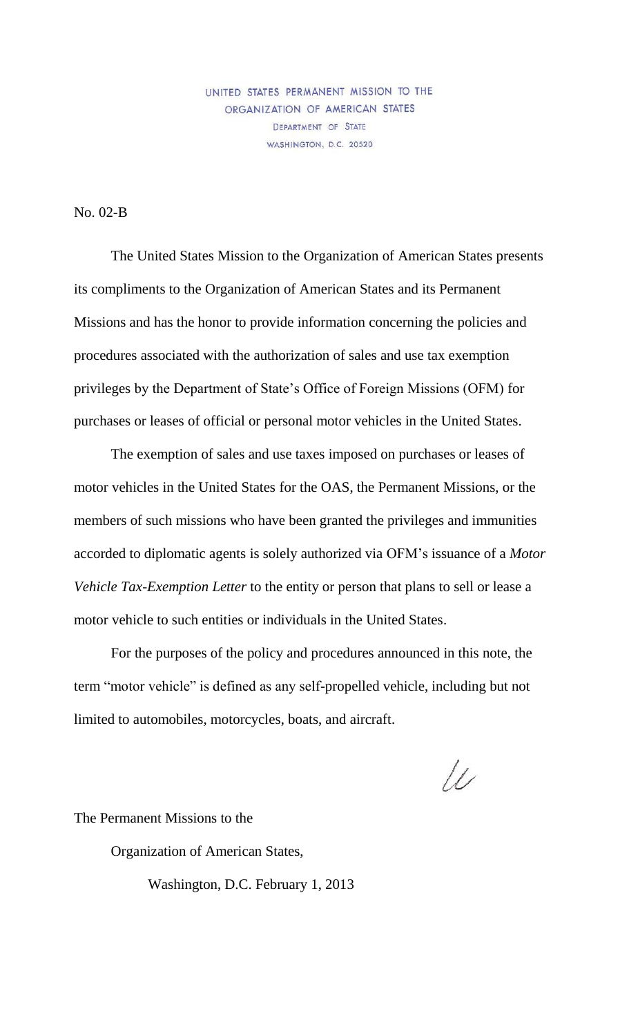UNITED STATES PERMANENT MISSION TO THE
ORGANIZATION OF AMERICAN STATES
DEPARTMENT OF STATE
WASHINGTON, D.C. 20520

No. 02-B

The United States Mission to the Organization of American States presents its compliments to the Organization of American States and its Permanent Missions and has the honor to provide information concerning the policies and procedures associated with the authorization of sales and use tax exemption privileges by the Department of State's Office of Foreign Missions (OFM) for purchases or leases of official or personal motor vehicles in the United States.

The exemption of sales and use taxes imposed on purchases or leases of motor vehicles in the United States for the OAS, the Permanent Missions, or the members of such missions who have been granted the privileges and immunities accorded to diplomatic agents is solely authorized via OFM's issuance of a *Motor Vehicle Tax-Exemption Letter* to the entity or person that plans to sell or lease a motor vehicle to such entities or individuals in the United States.

For the purposes of the policy and procedures announced in this note, the term "motor vehicle" is defined as any self-propelled vehicle, including but not limited to automobiles, motorcycles, boats, and aircraft.

The Permanent Missions to the

Organization of American States,

Washington, D.C. February 1, 2013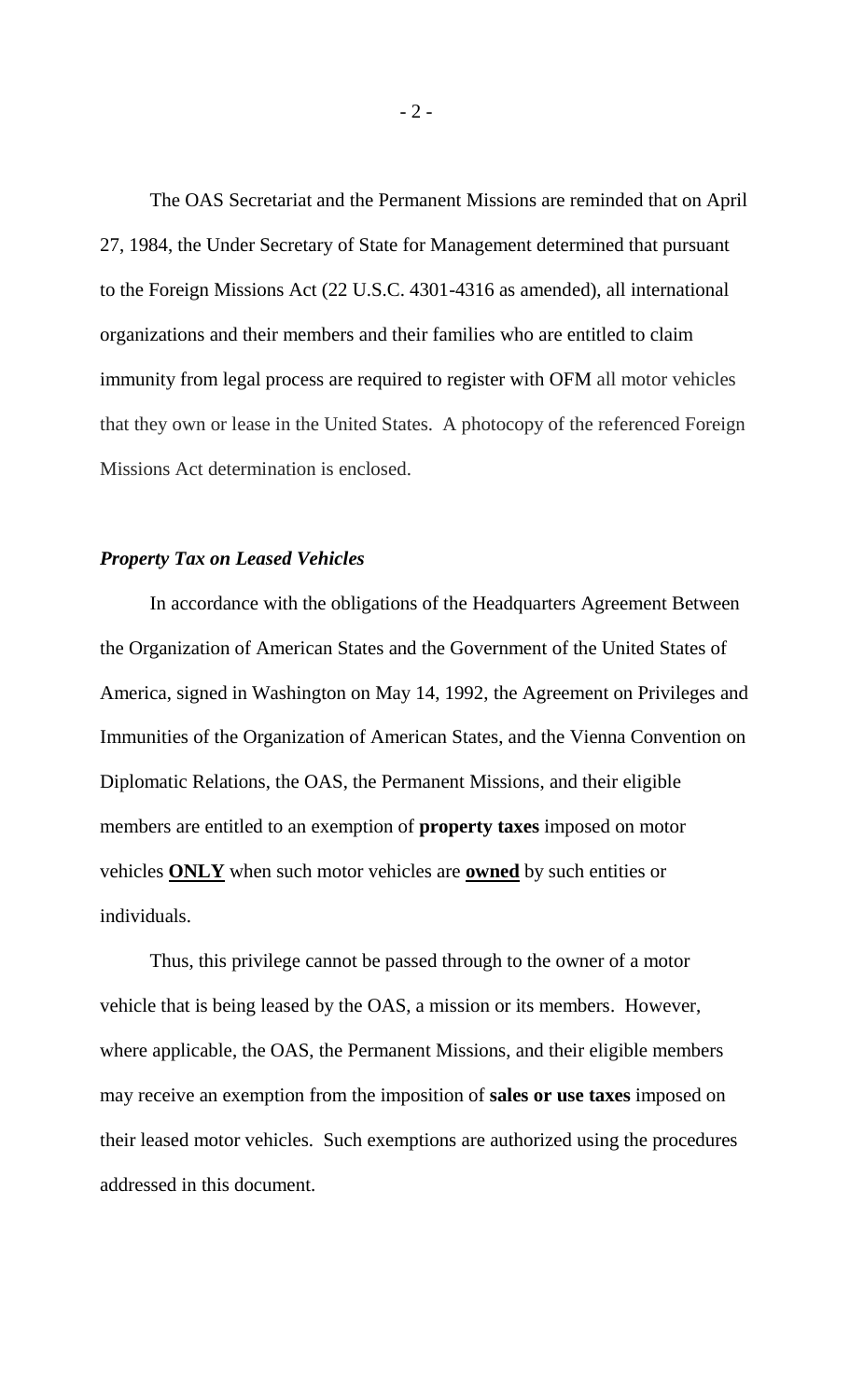The OAS Secretariat and the Permanent Missions are reminded that on April 27, 1984, the Under Secretary of State for Management determined that pursuant to the Foreign Missions Act (22 U.S.C. 4301-4316 as amended), all international organizations and their members and their families who are entitled to claim immunity from legal process are required to register with OFM all motor vehicles that they own or lease in the United States. A photocopy of the referenced Foreign Missions Act determination is enclosed.

***Property Tax on Leased Vehicles***

In accordance with the obligations of the Headquarters Agreement Between the Organization of American States and the Government of the United States of America, signed in Washington on May 14, 1992, the Agreement on Privileges and Immunities of the Organization of American States, and the Vienna Convention on Diplomatic Relations, the OAS, the Permanent Missions, and their eligible members are entitled to an exemption of **property taxes** imposed on motor vehicles **<u>ONLY</u>** when such motor vehicles are **<u>owned</u>** by such entities or individuals.

Thus, this privilege cannot be passed through to the owner of a motor vehicle that is being leased by the OAS, a mission or its members. However, where applicable, the OAS, the Permanent Missions, and their eligible members may receive an exemption from the imposition of **sales or use taxes** imposed on their leased motor vehicles. Such exemptions are authorized using the procedures addressed in this document.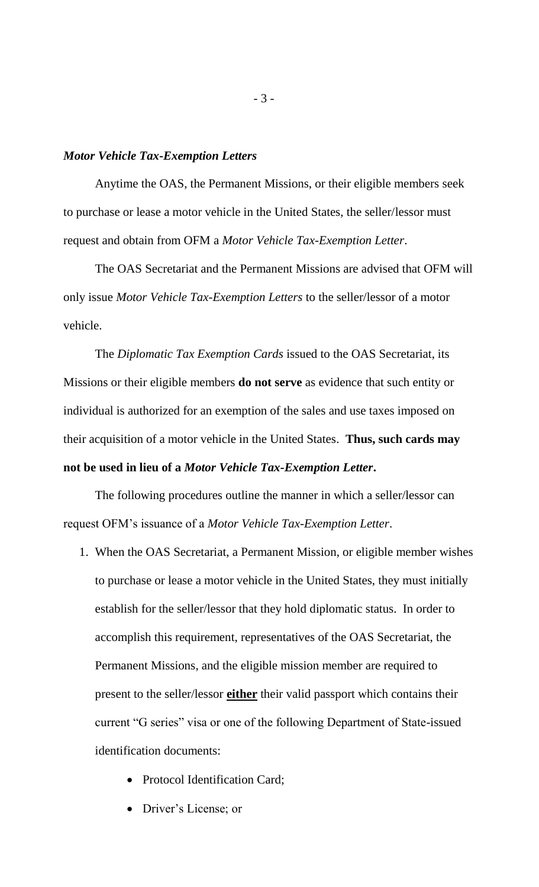***Motor Vehicle Tax-Exemption Letters***

Anytime the OAS, the Permanent Missions, or their eligible members seek to purchase or lease a motor vehicle in the United States, the seller/lessor must request and obtain from OFM a *Motor Vehicle Tax-Exemption Letter*.

The OAS Secretariat and the Permanent Missions are advised that OFM will only issue *Motor Vehicle Tax-Exemption Letters* to the seller/lessor of a motor vehicle.

The *Diplomatic Tax Exemption Cards* issued to the OAS Secretariat, its Missions or their eligible members **do not serve** as evidence that such entity or individual is authorized for an exemption of the sales and use taxes imposed on their acquisition of a motor vehicle in the United States. **Thus, such cards may not be used in lieu of a *Motor Vehicle Tax-Exemption Letter*.**

The following procedures outline the manner in which a seller/lessor can request OFM's issuance of a *Motor Vehicle Tax-Exemption Letter*.

1. When the OAS Secretariat, a Permanent Mission, or eligible member wishes to purchase or lease a motor vehicle in the United States, they must initially establish for the seller/lessor that they hold diplomatic status. In order to accomplish this requirement, representatives of the OAS Secretariat, the Permanent Missions, and the eligible mission member are required to present to the seller/lessor **either** their valid passport which contains their current "G series" visa or one of the following Department of State-issued identification documents:
    - Protocol Identification Card;
    - Driver's License; or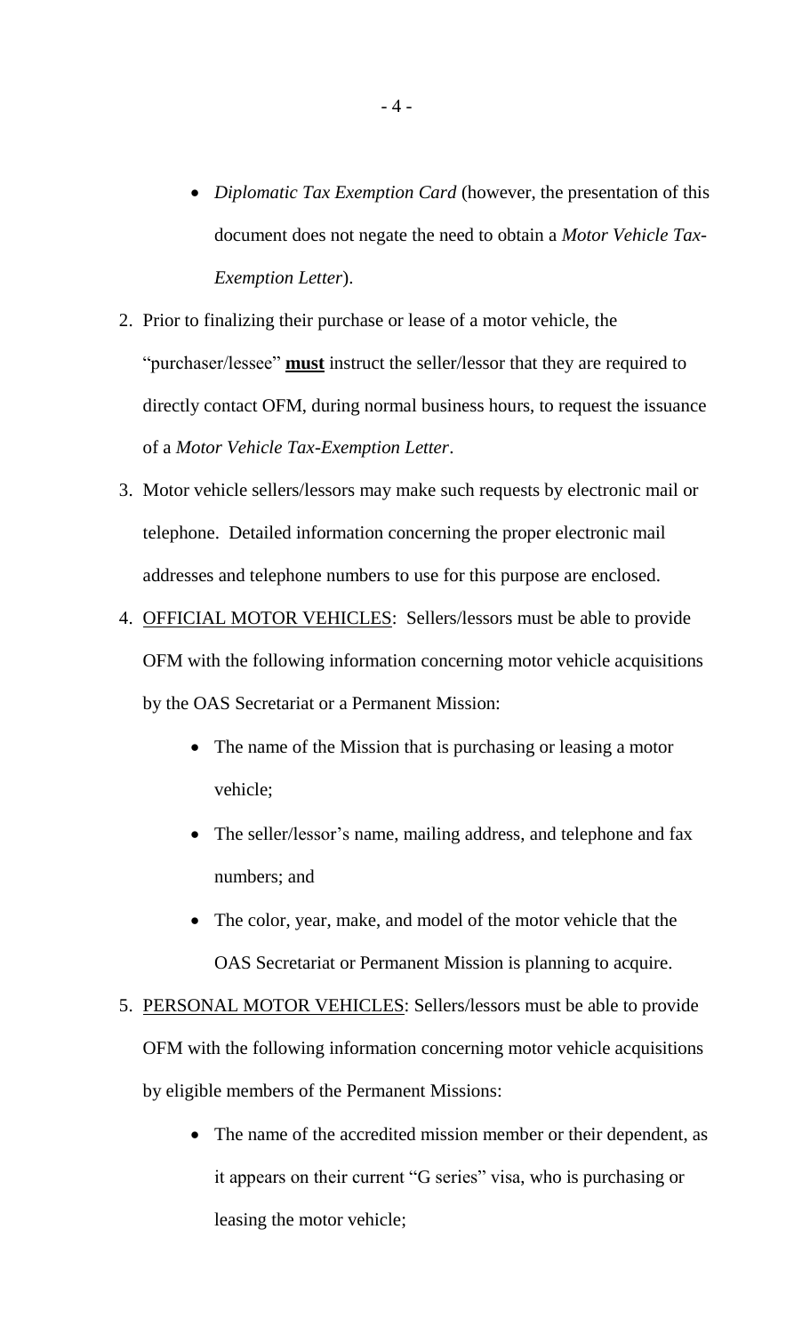- *Diplomatic Tax Exemption Card* (however, the presentation of this document does not negate the need to obtain a *Motor Vehicle Tax-Exemption Letter*).

2. Prior to finalizing their purchase or lease of a motor vehicle, the "purchaser/lessee" **<u>must</u>** instruct the seller/lessor that they are required to directly contact OFM, during normal business hours, to request the issuance of a *Motor Vehicle Tax-Exemption Letter*.

3. Motor vehicle sellers/lessors may make such requests by electronic mail or telephone. Detailed information concerning the proper electronic mail addresses and telephone numbers to use for this purpose are enclosed.

4. <u>OFFICIAL MOTOR VEHICLES</u>: Sellers/lessors must be able to provide OFM with the following information concerning motor vehicle acquisitions by the OAS Secretariat or a Permanent Mission:

   - The name of the Mission that is purchasing or leasing a motor vehicle;
   - The seller/lessor's name, mailing address, and telephone and fax numbers; and
   - The color, year, make, and model of the motor vehicle that the OAS Secretariat or Permanent Mission is planning to acquire.

5. <u>PERSONAL MOTOR VEHICLES</u>: Sellers/lessors must be able to provide OFM with the following information concerning motor vehicle acquisitions by eligible members of the Permanent Missions:

   - The name of the accredited mission member or their dependent, as it appears on their current "G series" visa, who is purchasing or leasing the motor vehicle;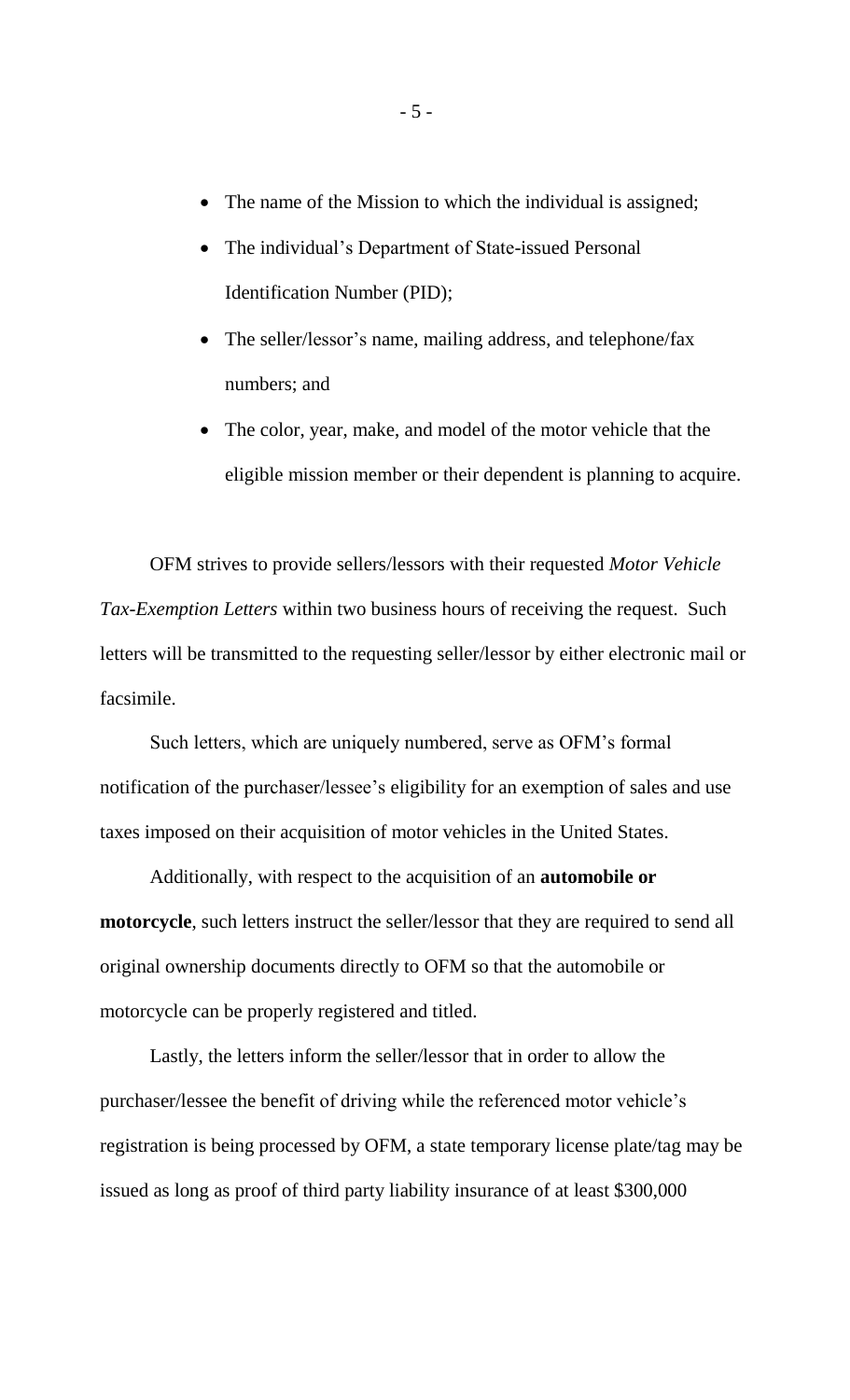- The name of the Mission to which the individual is assigned;
- The individual's Department of State-issued Personal Identification Number (PID);
- The seller/lessor's name, mailing address, and telephone/fax numbers; and
- The color, year, make, and model of the motor vehicle that the eligible mission member or their dependent is planning to acquire.

OFM strives to provide sellers/lessors with their requested *Motor Vehicle Tax-Exemption Letters* within two business hours of receiving the request. Such letters will be transmitted to the requesting seller/lessor by either electronic mail or facsimile.

Such letters, which are uniquely numbered, serve as OFM's formal notification of the purchaser/lessee's eligibility for an exemption of sales and use taxes imposed on their acquisition of motor vehicles in the United States.

Additionally, with respect to the acquisition of an **automobile or motorcycle**, such letters instruct the seller/lessor that they are required to send all original ownership documents directly to OFM so that the automobile or motorcycle can be properly registered and titled.

Lastly, the letters inform the seller/lessor that in order to allow the purchaser/lessee the benefit of driving while the referenced motor vehicle's registration is being processed by OFM, a state temporary license plate/tag may be issued as long as proof of third party liability insurance of at least $300,000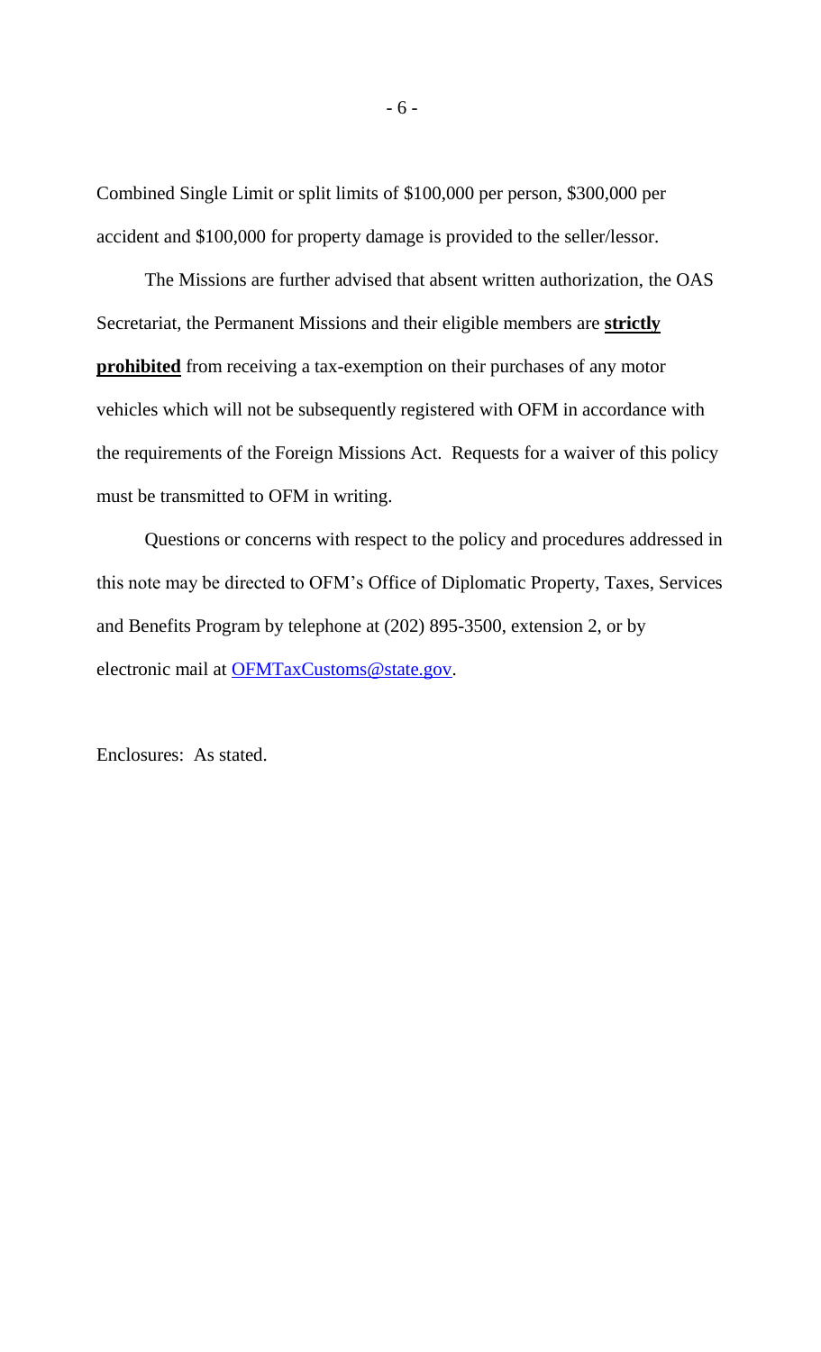Combined Single Limit or split limits of $100,000 per person, $300,000 per accident and $100,000 for property damage is provided to the seller/lessor.

The Missions are further advised that absent written authorization, the OAS Secretariat, the Permanent Missions and their eligible members are **strictly prohibited** from receiving a tax-exemption on their purchases of any motor vehicles which will not be subsequently registered with OFM in accordance with the requirements of the Foreign Missions Act. Requests for a waiver of this policy must be transmitted to OFM in writing.

Questions or concerns with respect to the policy and procedures addressed in this note may be directed to OFM's Office of Diplomatic Property, Taxes, Services and Benefits Program by telephone at (202) 895-3500, extension 2, or by electronic mail at OFMTaxCustoms@state.gov.

Enclosures: As stated.